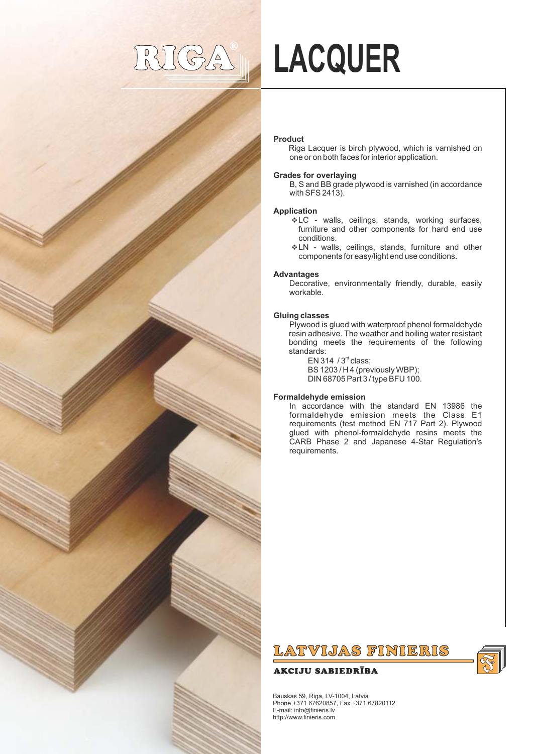RIGA®

# LACQUER

### Product

Riga Lacquer is birch plywood, which is varnished on one or on both faces for interior application.

### Grades for overlaying

B, S and BB grade plywood is varnished (in accordance with SFS 2413).

### Application

- LC - walls, ceilings, stands, working surfaces, furniture and other components for hard end use conditions.
- LN - walls, ceilings, stands, furniture and other components for easy/light end use conditions.

### Advantages

Decorative, environmentally friendly, durable, easily workable.

### Gluing classes

Plywood is glued with waterproof phenol formaldehyde resin adhesive. The weather and boiling water resistant bonding meets the requirements of the following standards:

EN 314 / 3rd class;
BS 1203 / H 4 (previously WBP);
DIN 68705 Part 3 / type BFU 100.

### Formaldehyde emission

In accordance with the standard EN 13986 the formaldehyde emission meets the Class E1 requirements (test method EN 717 Part 2). Plywood glued with phenol-formaldehyde resins meets the CARB Phase 2 and Japanese 4-Star Regulation's requirements.

**LATVIJAS FINIERIS**

**AKCIJU SABIEDRĪBA**

Bauskas 59, Riga, LV-1004, Latvia
Phone +371 67620857, Fax +371 67820112
E-mail: info@finieris.lv
http://www.finieris.com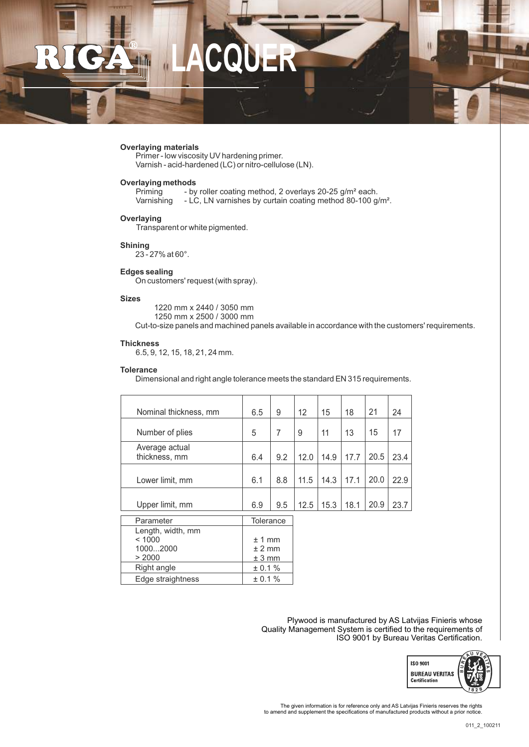# RIGA® LACQUER

**Overlaying materials**

Primer - low viscosity UV hardening primer.
Varnish - acid-hardened (LC) or nitro-cellulose (LN).

**Overlaying methods**

Priming - by roller coating method, 2 overlays 20-25 g/m² each.
Varnishing - LC, LN varnishes by curtain coating method 80-100 g/m².

**Overlaying**

Transparent or white pigmented.

**Shining**

23 - 27% at 60°.

**Edges sealing**

On customers' request (with spray).

**Sizes**

1220 mm x 2440 / 3050 mm
1250 mm x 2500 / 3000 mm

Cut-to-size panels and machined panels available in accordance with the customers' requirements.

**Thickness**

6.5, 9, 12, 15, 18, 21, 24 mm.

**Tolerance**

Dimensional and right angle tolerance meets the standard EN 315 requirements.

| Nominal thickness, mm | 6.5 | 9 | 12 | 15 | 18 | 21 | 24 |
|---|---|---|---|---|---|---|---|
| Number of plies | 5 | 7 | 9 | 11 | 13 | 15 | 17 |
| Average actual thickness, mm | 6.4 | 9.2 | 12.0 | 14.9 | 17.7 | 20.5 | 23.4 |
| Lower limit, mm | 6.1 | 8.8 | 11.5 | 14.3 | 17.1 | 20.0 | 22.9 |
| Upper limit, mm | 6.9 | 9.5 | 12.5 | 15.3 | 18.1 | 20.9 | 23.7 |

| Parameter | Tolerance |
|---|---|
| Length, width, mm | |
| < 1000 | ± 1 mm |
| 1000...2000 | ± 2 mm |
| > 2000 | ± 3 mm |
| Right angle | ± 0.1 % |
| Edge straightness | ± 0.1 % |

Plywood is manufactured by AS Latvijas Finieris whose Quality Management System is certified to the requirements of ISO 9001 by Bureau Veritas Certification.

ISO 9001
BUREAU VERITAS
Certification

The given information is for reference only and AS Latvijas Finieris reserves the rights to amend and supplement the specifications of manufactured products without a prior notice.

011_2_100211